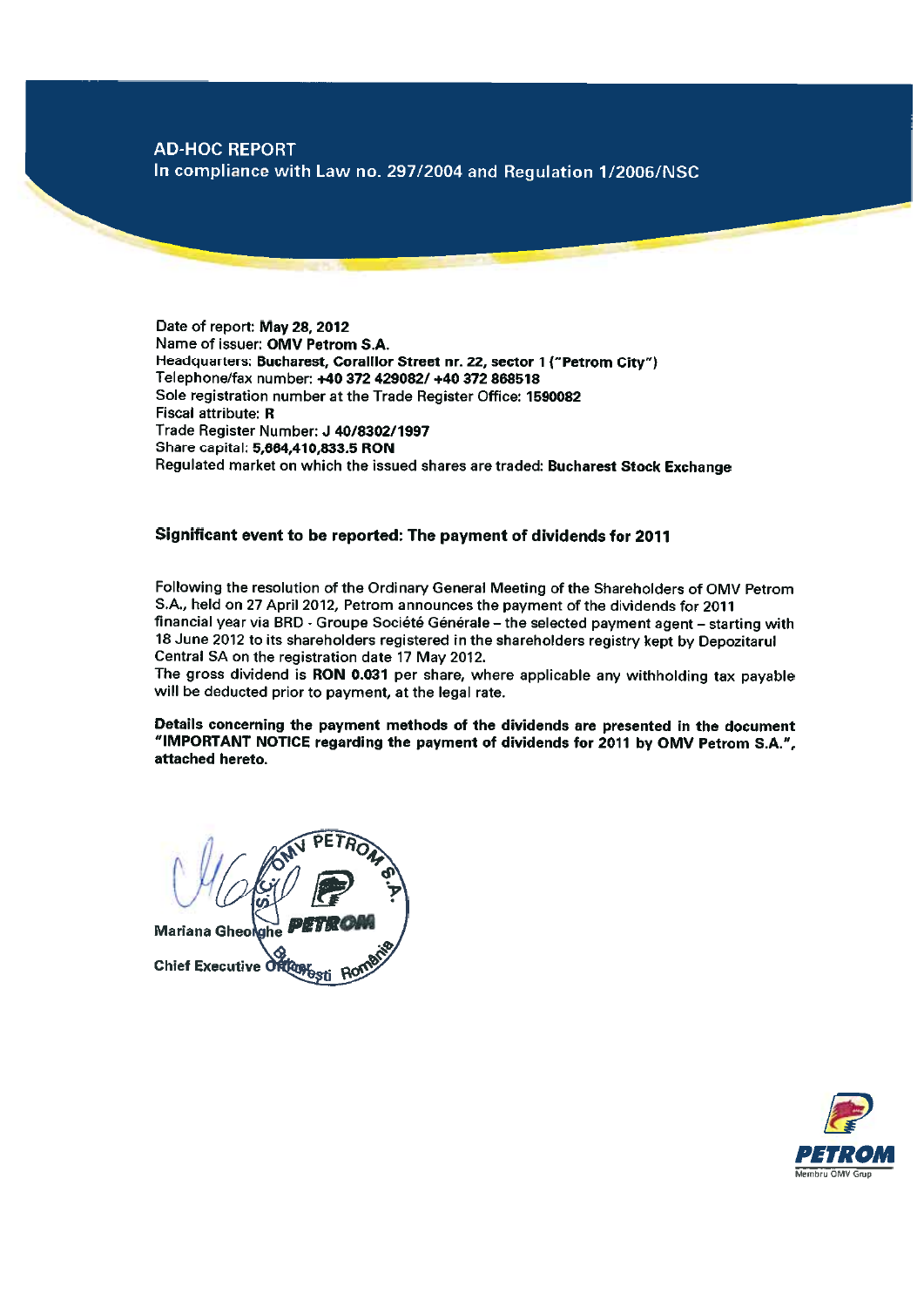# AD-HOC REPORT

In compliance with Law no. 297/2004 and Regulation 1/2006/NSC

Date of report: **May 28, 2012**
Name of issuer: **OMV Petrom S.A.**
Headquarters: **Bucharest, Coralilor Street nr. 22, sector 1 ("Petrom City")**
Telephone/fax number: **+40 372 429082/ +40 372 868518**
Sole registration number at the Trade Register Office: **1590082**
Fiscal attribute: **R**
Trade Register Number: **J 40/8302/1997**
Share capital: **5,664,410,833.5 RON**
Regulated market on which the issued shares are traded: **Bucharest Stock Exchange**

## Significant event to be reported: The payment of dividends for 2011

Following the resolution of the Ordinary General Meeting of the Shareholders of OMV Petrom S.A., held on 27 April 2012, Petrom announces the payment of the dividends for 2011 financial year via BRD - Groupe Société Générale – the selected payment agent – starting with 18 June 2012 to its shareholders registered in the shareholders registry kept by Depozitarul Central SA on the registration date 17 May 2012.
The gross dividend is **RON 0.031** per share, where applicable any withholding tax payable will be deducted prior to payment, at the legal rate.

**Details concerning the payment methods of the dividends are presented in the document "IMPORTANT NOTICE regarding the payment of dividends for 2011 by OMV Petrom S.A.", attached hereto.**

**Mariana Gheorghe**

**Chief Executive Officer**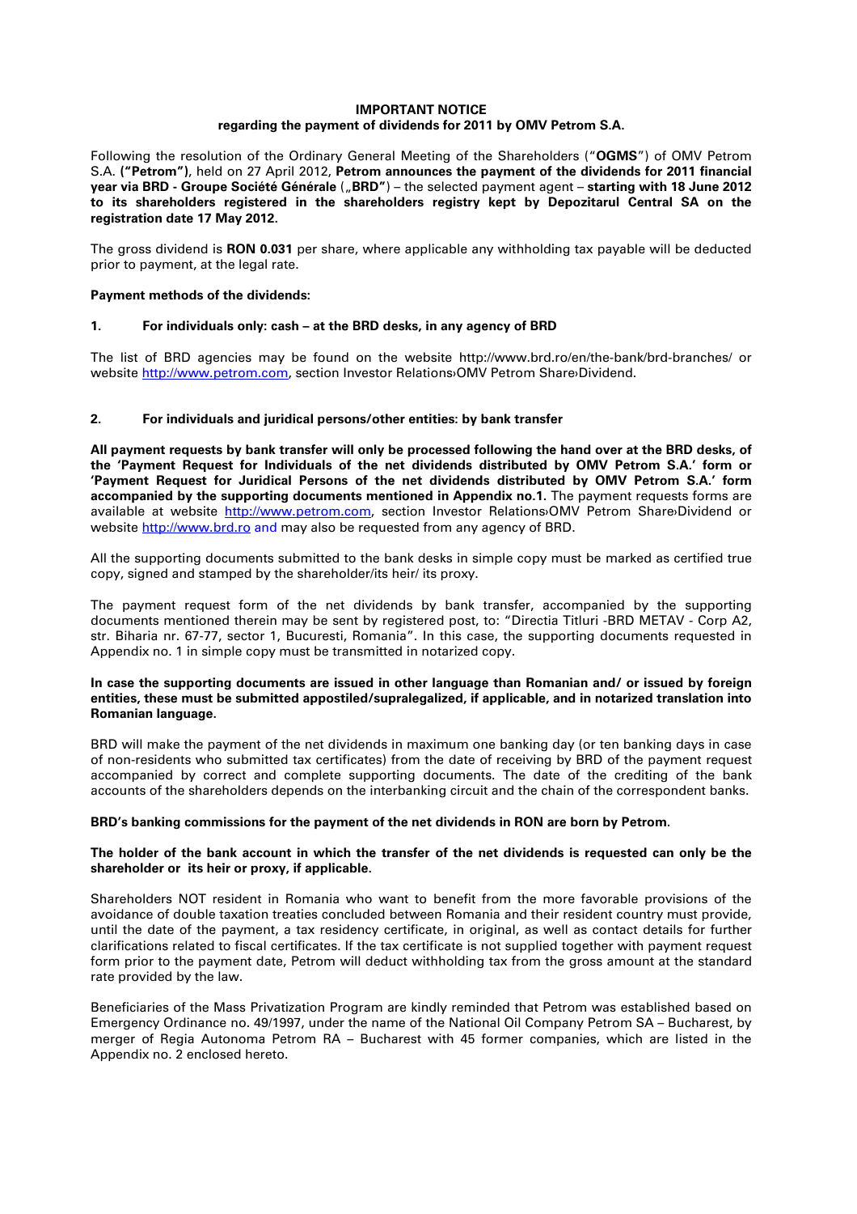**IMPORTANT NOTICE**
**regarding the payment of dividends for 2011 by OMV Petrom S.A.**

Following the resolution of the Ordinary General Meeting of the Shareholders ("**OGMS**") of OMV Petrom S.A. **("Petrom")**, held on 27 April 2012, **Petrom announces the payment of the dividends for 2011 financial year via BRD - Groupe Société Générale** („**BRD"**) – the selected payment agent – **starting with 18 June 2012 to its shareholders registered in the shareholders registry kept by Depozitarul Central SA on the registration date 17 May 2012.**

The gross dividend is **RON 0.031** per share, where applicable any withholding tax payable will be deducted prior to payment, at the legal rate.

**Payment methods of the dividends:**

**1. For individuals only: cash – at the BRD desks, in any agency of BRD**

The list of BRD agencies may be found on the website http://www.brd.ro/en/the-bank/brd-branches/ or website http://www.petrom.com, section Investor Relations›OMV Petrom Share›Dividend.

**2. For individuals and juridical persons/other entities: by bank transfer**

**All payment requests by bank transfer will only be processed following the hand over at the BRD desks, of the 'Payment Request for Individuals of the net dividends distributed by OMV Petrom S.A.' form or 'Payment Request for Juridical Persons of the net dividends distributed by OMV Petrom S.A.' form accompanied by the supporting documents mentioned in Appendix no.1.** The payment requests forms are available at website http://www.petrom.com, section Investor Relations›OMV Petrom Share›Dividend or website http://www.brd.ro and may also be requested from any agency of BRD.

All the supporting documents submitted to the bank desks in simple copy must be marked as certified true copy, signed and stamped by the shareholder/its heir/ its proxy.

The payment request form of the net dividends by bank transfer, accompanied by the supporting documents mentioned therein may be sent by registered post, to: "Directia Titluri -BRD METAV - Corp A2, str. Biharia nr. 67-77, sector 1, Bucuresti, Romania". In this case, the supporting documents requested in Appendix no. 1 in simple copy must be transmitted in notarized copy.

**In case the supporting documents are issued in other language than Romanian and/ or issued by foreign entities, these must be submitted appostiled/supralegalized, if applicable, and in notarized translation into Romanian language.**

BRD will make the payment of the net dividends in maximum one banking day (or ten banking days in case of non-residents who submitted tax certificates) from the date of receiving by BRD of the payment request accompanied by correct and complete supporting documents. The date of the crediting of the bank accounts of the shareholders depends on the interbanking circuit and the chain of the correspondent banks.

**BRD's banking commissions for the payment of the net dividends in RON are born by Petrom.**

**The holder of the bank account in which the transfer of the net dividends is requested can only be the shareholder or its heir or proxy, if applicable.**

Shareholders NOT resident in Romania who want to benefit from the more favorable provisions of the avoidance of double taxation treaties concluded between Romania and their resident country must provide, until the date of the payment, a tax residency certificate, in original, as well as contact details for further clarifications related to fiscal certificates. If the tax certificate is not supplied together with payment request form prior to the payment date, Petrom will deduct withholding tax from the gross amount at the standard rate provided by the law.

Beneficiaries of the Mass Privatization Program are kindly reminded that Petrom was established based on Emergency Ordinance no. 49/1997, under the name of the National Oil Company Petrom SA – Bucharest, by merger of Regia Autonoma Petrom RA – Bucharest with 45 former companies, which are listed in the Appendix no. 2 enclosed hereto.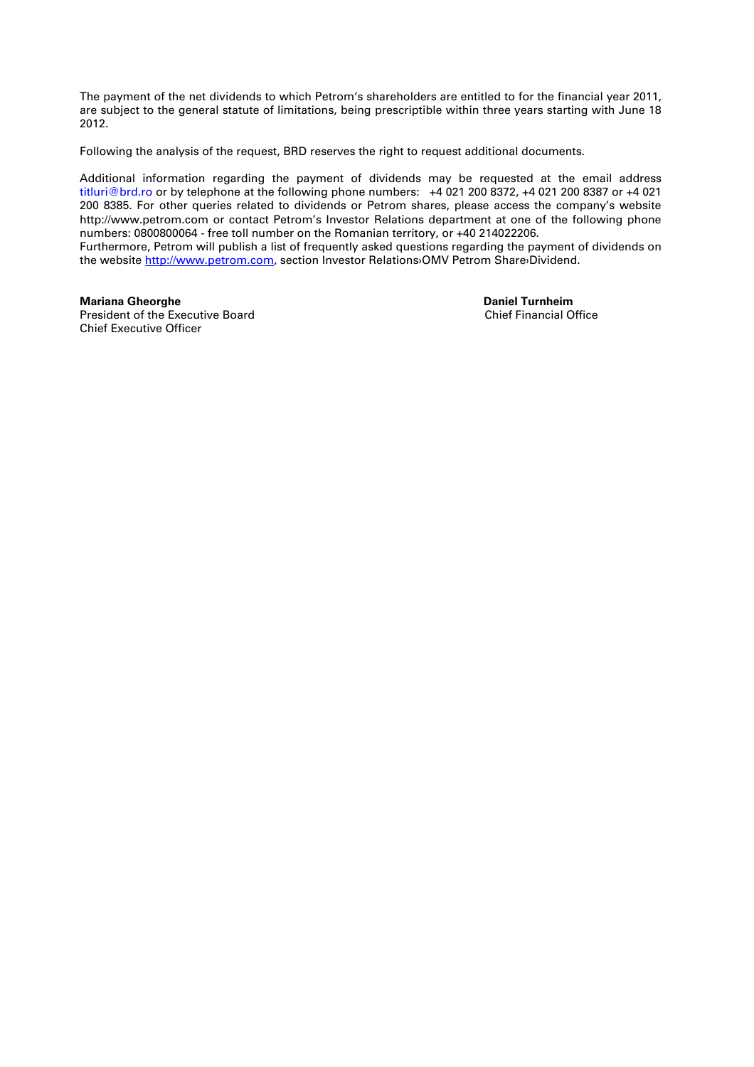The payment of the net dividends to which Petrom's shareholders are entitled to for the financial year 2011, are subject to the general statute of limitations, being prescriptible within three years starting with June 18 2012.

Following the analysis of the request, BRD reserves the right to request additional documents.

Additional information regarding the payment of dividends may be requested at the email address titluri@brd.ro or by telephone at the following phone numbers: +4 021 200 8372, +4 021 200 8387 or +4 021 200 8385. For other queries related to dividends or Petrom shares, please access the company's website http://www.petrom.com or contact Petrom's Investor Relations department at one of the following phone numbers: 0800800064 - free toll number on the Romanian territory, or +40 214022206.
Furthermore, Petrom will publish a list of frequently asked questions regarding the payment of dividends on the website http://www.petrom.com, section Investor Relations›OMV Petrom Share›Dividend.

**Mariana Gheorghe**
President of the Executive Board
Chief Executive Officer

**Daniel Turnheim**
Chief Financial Office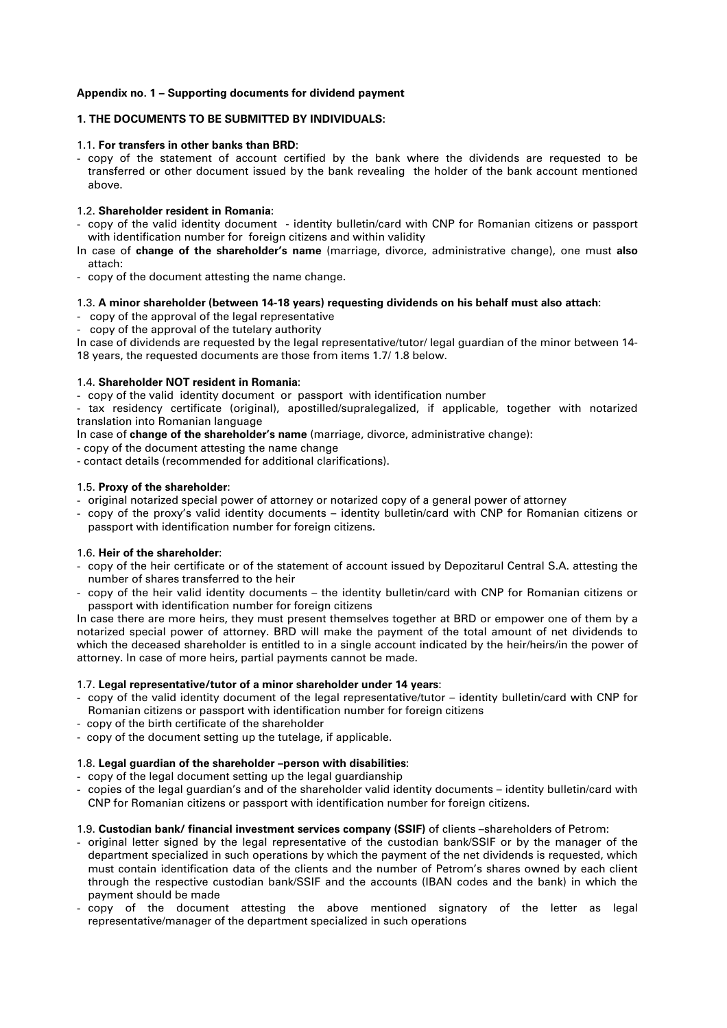**Appendix no. 1 – Supporting documents for dividend payment**

**1. THE DOCUMENTS TO BE SUBMITTED BY INDIVIDUALS:**

1.1. **For transfers in other banks than BRD**:

- copy of the statement of account certified by the bank where the dividends are requested to be transferred or other document issued by the bank revealing the holder of the bank account mentioned above.

1.2. **Shareholder resident in Romania**:

- copy of the valid identity document - identity bulletin/card with CNP for Romanian citizens or passport with identification number for foreign citizens and within validity

In case of **change of the shareholder's name** (marriage, divorce, administrative change), one must **also** attach:

- copy of the document attesting the name change.

1.3. **A minor shareholder (between 14-18 years) requesting dividends on his behalf must also attach**:

- copy of the approval of the legal representative
- copy of the approval of the tutelary authority

In case of dividends are requested by the legal representative/tutor/ legal guardian of the minor between 14-18 years, the requested documents are those from items 1.7/ 1.8 below.

1.4. **Shareholder NOT resident in Romania**:

- copy of the valid identity document or passport with identification number
- tax residency certificate (original), apostilled/supralegalized, if applicable, together with notarized translation into Romanian language

In case of **change of the shareholder's name** (marriage, divorce, administrative change):

- copy of the document attesting the name change
- contact details (recommended for additional clarifications).

1.5. **Proxy of the shareholder**:

- original notarized special power of attorney or notarized copy of a general power of attorney
- copy of the proxy's valid identity documents – identity bulletin/card with CNP for Romanian citizens or passport with identification number for foreign citizens.

1.6. **Heir of the shareholder**:

- copy of the heir certificate or of the statement of account issued by Depozitarul Central S.A. attesting the number of shares transferred to the heir
- copy of the heir valid identity documents – the identity bulletin/card with CNP for Romanian citizens or passport with identification number for foreign citizens

In case there are more heirs, they must present themselves together at BRD or empower one of them by a notarized special power of attorney. BRD will make the payment of the total amount of net dividends to which the deceased shareholder is entitled to in a single account indicated by the heir/heirs/in the power of attorney. In case of more heirs, partial payments cannot be made.

1.7. **Legal representative/tutor of a minor shareholder under 14 years**:

- copy of the valid identity document of the legal representative/tutor – identity bulletin/card with CNP for Romanian citizens or passport with identification number for foreign citizens
- copy of the birth certificate of the shareholder
- copy of the document setting up the tutelage, if applicable.

1.8. **Legal guardian of the shareholder –person with disabilities**:

- copy of the legal document setting up the legal guardianship
- copies of the legal guardian's and of the shareholder valid identity documents – identity bulletin/card with CNP for Romanian citizens or passport with identification number for foreign citizens.

1.9. **Custodian bank/ financial investment services company (SSIF)** of clients –shareholders of Petrom:

- original letter signed by the legal representative of the custodian bank/SSIF or by the manager of the department specialized in such operations by which the payment of the net dividends is requested, which must contain identification data of the clients and the number of Petrom's shares owned by each client through the respective custodian bank/SSIF and the accounts (IBAN codes and the bank) in which the payment should be made
- copy of the document attesting the above mentioned signatory of the letter as legal representative/manager of the department specialized in such operations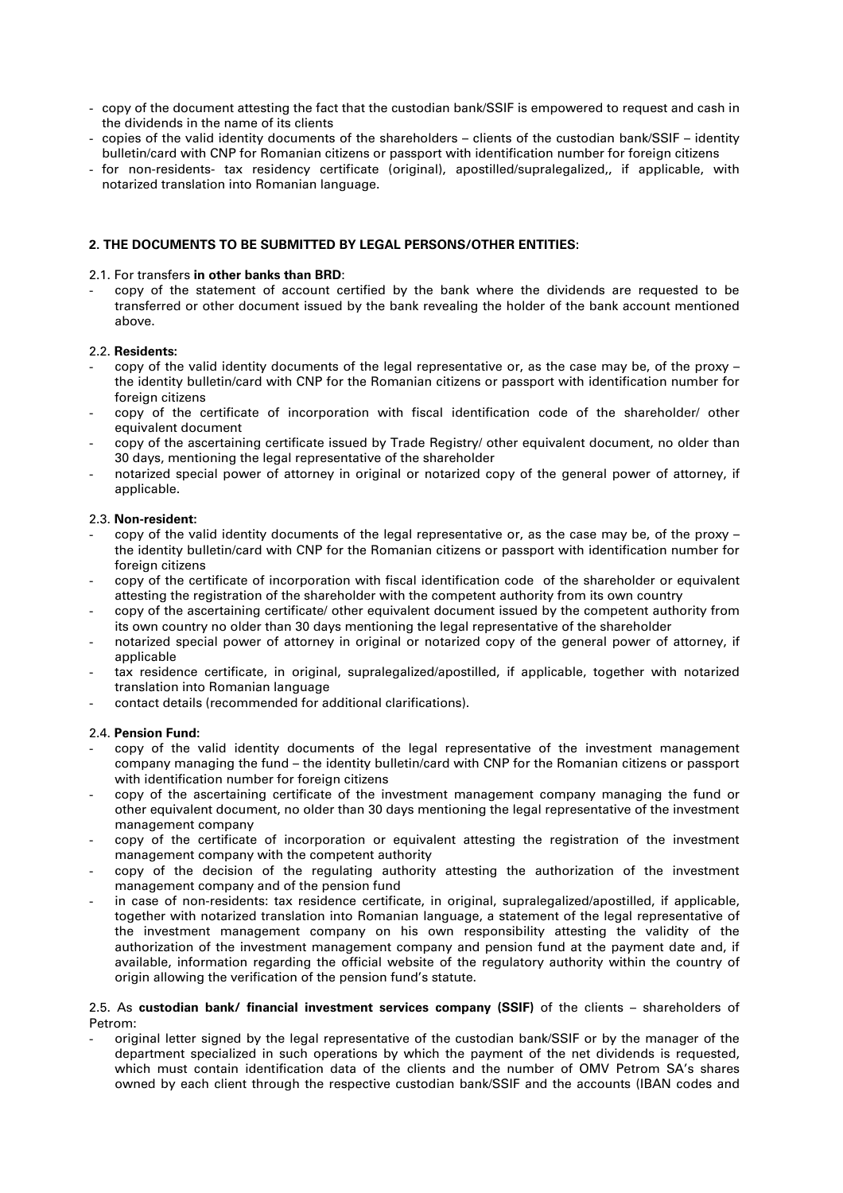- copy of the document attesting the fact that the custodian bank/SSIF is empowered to request and cash in the dividends in the name of its clients
- copies of the valid identity documents of the shareholders – clients of the custodian bank/SSIF – identity bulletin/card with CNP for Romanian citizens or passport with identification number for foreign citizens
- for non-residents- tax residency certificate (original), apostilled/supralegalized,, if applicable, with notarized translation into Romanian language.

**2. THE DOCUMENTS TO BE SUBMITTED BY LEGAL PERSONS/OTHER ENTITIES:**

2.1. For transfers **in other banks than BRD**:

- copy of the statement of account certified by the bank where the dividends are requested to be transferred or other document issued by the bank revealing the holder of the bank account mentioned above.

2.2. **Residents:**

- copy of the valid identity documents of the legal representative or, as the case may be, of the proxy – the identity bulletin/card with CNP for the Romanian citizens or passport with identification number for foreign citizens
- copy of the certificate of incorporation with fiscal identification code of the shareholder/ other equivalent document
- copy of the ascertaining certificate issued by Trade Registry/ other equivalent document, no older than 30 days, mentioning the legal representative of the shareholder
- notarized special power of attorney in original or notarized copy of the general power of attorney, if applicable.

2.3. **Non-resident:**

- copy of the valid identity documents of the legal representative or, as the case may be, of the proxy – the identity bulletin/card with CNP for the Romanian citizens or passport with identification number for foreign citizens
- copy of the certificate of incorporation with fiscal identification code of the shareholder or equivalent attesting the registration of the shareholder with the competent authority from its own country
- copy of the ascertaining certificate/ other equivalent document issued by the competent authority from its own country no older than 30 days mentioning the legal representative of the shareholder
- notarized special power of attorney in original or notarized copy of the general power of attorney, if applicable
- tax residence certificate, in original, supralegalized/apostilled, if applicable, together with notarized translation into Romanian language
- contact details (recommended for additional clarifications).

2.4. **Pension Fund:**

- copy of the valid identity documents of the legal representative of the investment management company managing the fund – the identity bulletin/card with CNP for the Romanian citizens or passport with identification number for foreign citizens
- copy of the ascertaining certificate of the investment management company managing the fund or other equivalent document, no older than 30 days mentioning the legal representative of the investment management company
- copy of the certificate of incorporation or equivalent attesting the registration of the investment management company with the competent authority
- copy of the decision of the regulating authority attesting the authorization of the investment management company and of the pension fund
- in case of non-residents: tax residence certificate, in original, supralegalized/apostilled, if applicable, together with notarized translation into Romanian language, a statement of the legal representative of the investment management company on his own responsibility attesting the validity of the authorization of the investment management company and pension fund at the payment date and, if available, information regarding the official website of the regulatory authority within the country of origin allowing the verification of the pension fund's statute.

2.5. As **custodian bank/ financial investment services company (SSIF)** of the clients – shareholders of Petrom:

- original letter signed by the legal representative of the custodian bank/SSIF or by the manager of the department specialized in such operations by which the payment of the net dividends is requested, which must contain identification data of the clients and the number of OMV Petrom SA's shares owned by each client through the respective custodian bank/SSIF and the accounts (IBAN codes and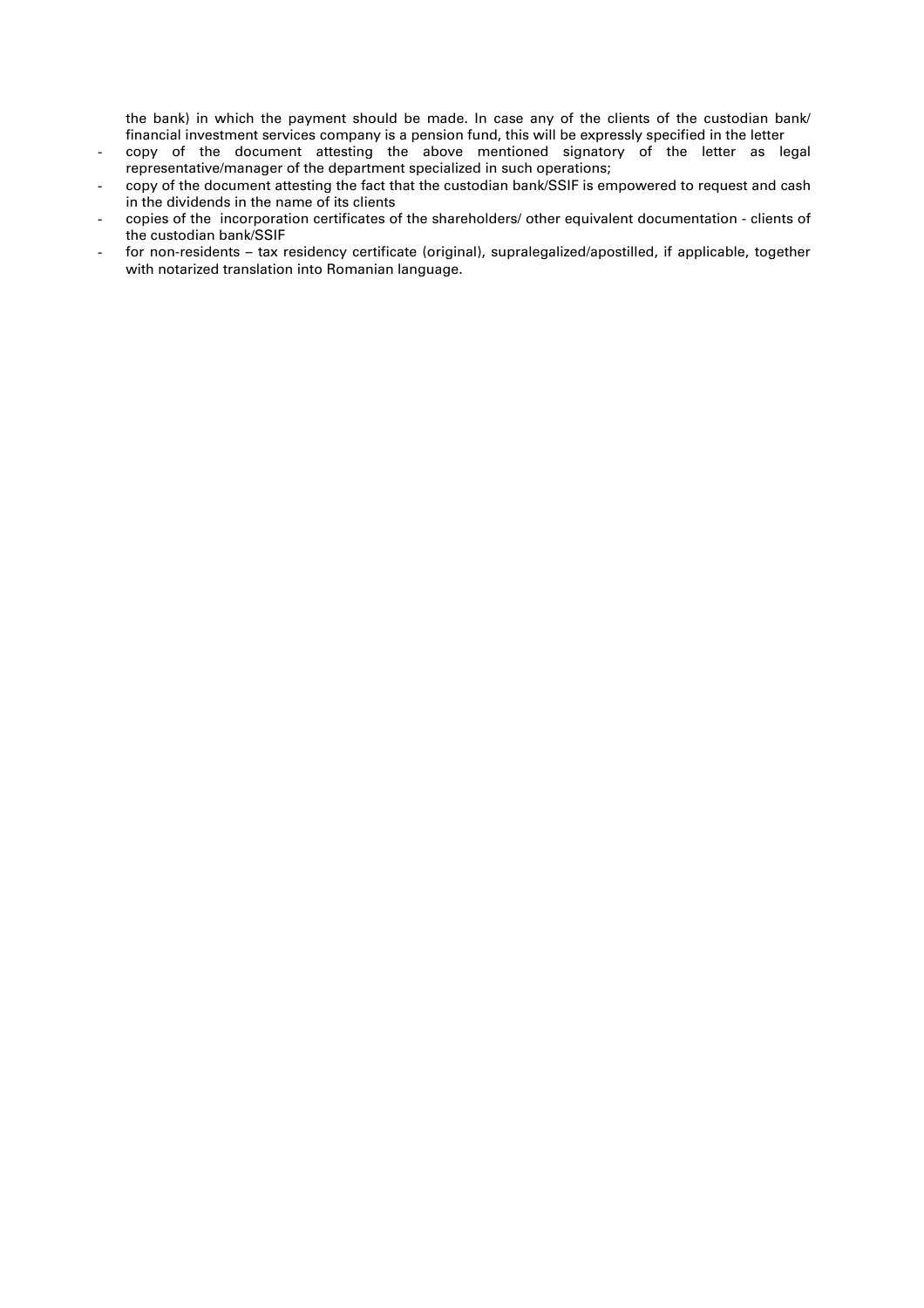the bank) in which the payment should be made. In case any of the clients of the custodian bank/ financial investment services company is a pension fund, this will be expressly specified in the letter

- copy of the document attesting the above mentioned signatory of the letter as legal representative/manager of the department specialized in such operations;
- copy of the document attesting the fact that the custodian bank/SSIF is empowered to request and cash in the dividends in the name of its clients
- copies of the incorporation certificates of the shareholders/ other equivalent documentation - clients of the custodian bank/SSIF
- for non-residents – tax residency certificate (original), supralegalized/apostilled, if applicable, together with notarized translation into Romanian language.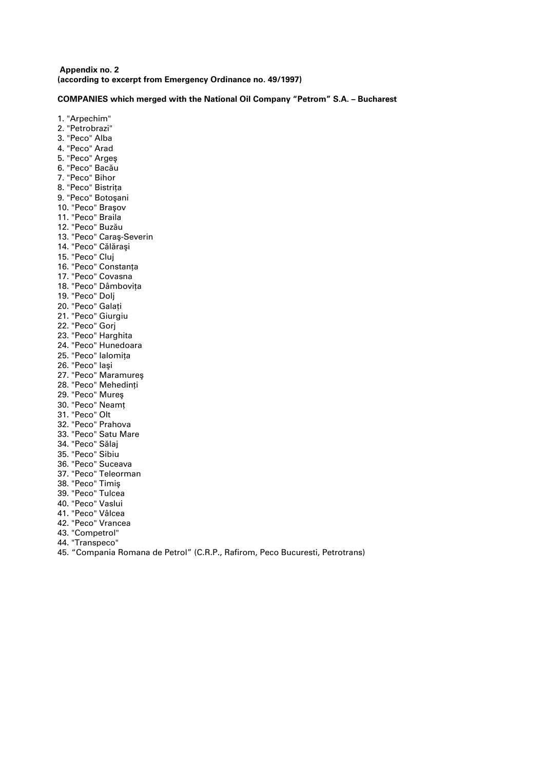**Appendix no. 2**
**(according to excerpt from Emergency Ordinance no. 49/1997)**

**COMPANIES which merged with the National Oil Company “Petrom” S.A. – Bucharest**

1. "Arpechim"
2. "Petrobrazi"
3. "Peco" Alba
4. "Peco" Arad
5. "Peco" Argeş
6. "Peco" Bacău
7. "Peco" Bihor
8. "Peco" Bistriţa
9. "Peco" Botoşani
10. "Peco" Braşov
11. "Peco" Braila
12. "Peco" Buzău
13. "Peco" Caraş-Severin
14. "Peco" Călăraşi
15. "Peco" Cluj
16. "Peco" Constanţa
17. "Peco" Covasna
18. "Peco" Dâmboviţa
19. "Peco" Dolj
20. "Peco" Galaţi
21. "Peco" Giurgiu
22. "Peco" Gorj
23. "Peco" Harghita
24. "Peco" Hunedoara
25. "Peco" Ialomiţa
26. "Peco" Iaşi
27. "Peco" Maramureş
28. "Peco" Mehedinţi
29. "Peco" Mureş
30. "Peco" Neamţ
31. "Peco" Olt
32. "Peco" Prahova
33. "Peco" Satu Mare
34. "Peco" Sălaj
35. "Peco" Sibiu
36. "Peco" Suceava
37. "Peco" Teleorman
38. "Peco" Timiş
39. "Peco" Tulcea
40. "Peco" Vaslui
41. "Peco" Vâlcea
42. "Peco" Vrancea
43. "Competrol"
44. "Transpeco"
45. “Compania Romana de Petrol” (C.R.P., Rafirom, Peco Bucuresti, Petrotrans)